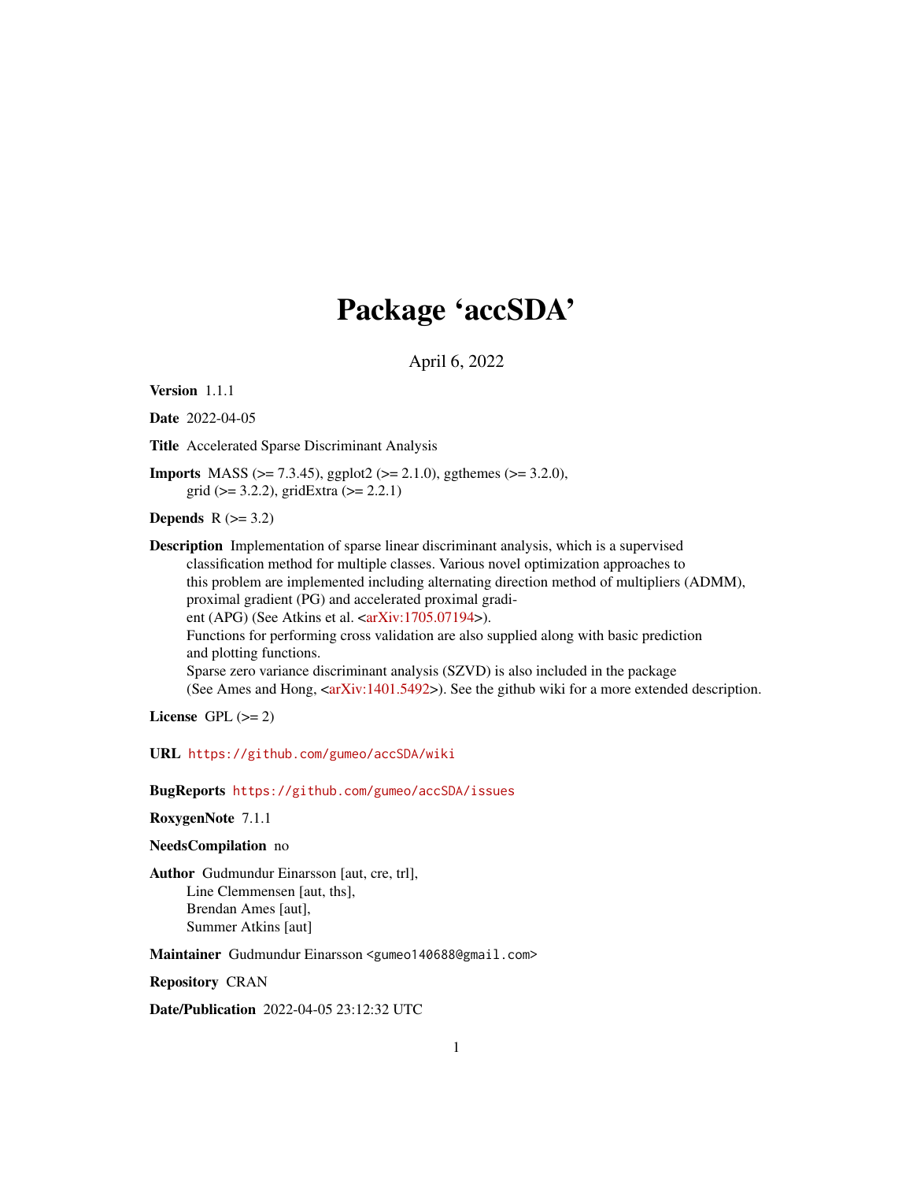# Package 'accSDA'

April 6, 2022

**Version** 1.1.1

**Date** 2022-04-05

**Title** Accelerated Sparse Discriminant Analysis

**Imports** MASS (>= 7.3.45), ggplot2 (>= 2.1.0), ggthemes (>= 3.2.0), grid (>= 3.2.2), gridExtra (>= 2.2.1)

**Depends** R (>= 3.2)

**Description** Implementation of sparse linear discriminant analysis, which is a supervised classification method for multiple classes. Various novel optimization approaches to this problem are implemented including alternating direction method of multipliers (ADMM), proximal gradient (PG) and accelerated proximal gradient (APG) (See Atkins et al. <arXiv:1705.07194>). Functions for performing cross validation are also supplied along with basic prediction and plotting functions. Sparse zero variance discriminant analysis (SZVD) is also included in the package (See Ames and Hong, <arXiv:1401.5492>). See the github wiki for a more extended description.

**License** GPL (>= 2)

**URL** https://github.com/gumeo/accSDA/wiki

**BugReports** https://github.com/gumeo/accSDA/issues

**RoxygenNote** 7.1.1

**NeedsCompilation** no

**Author** Gudmundur Einarsson [aut, cre, trl],
Line Clemmensen [aut, ths],
Brendan Ames [aut],
Summer Atkins [aut]

**Maintainer** Gudmundur Einarsson <gumeo140688@gmail.com>

**Repository** CRAN

**Date/Publication** 2022-04-05 23:12:32 UTC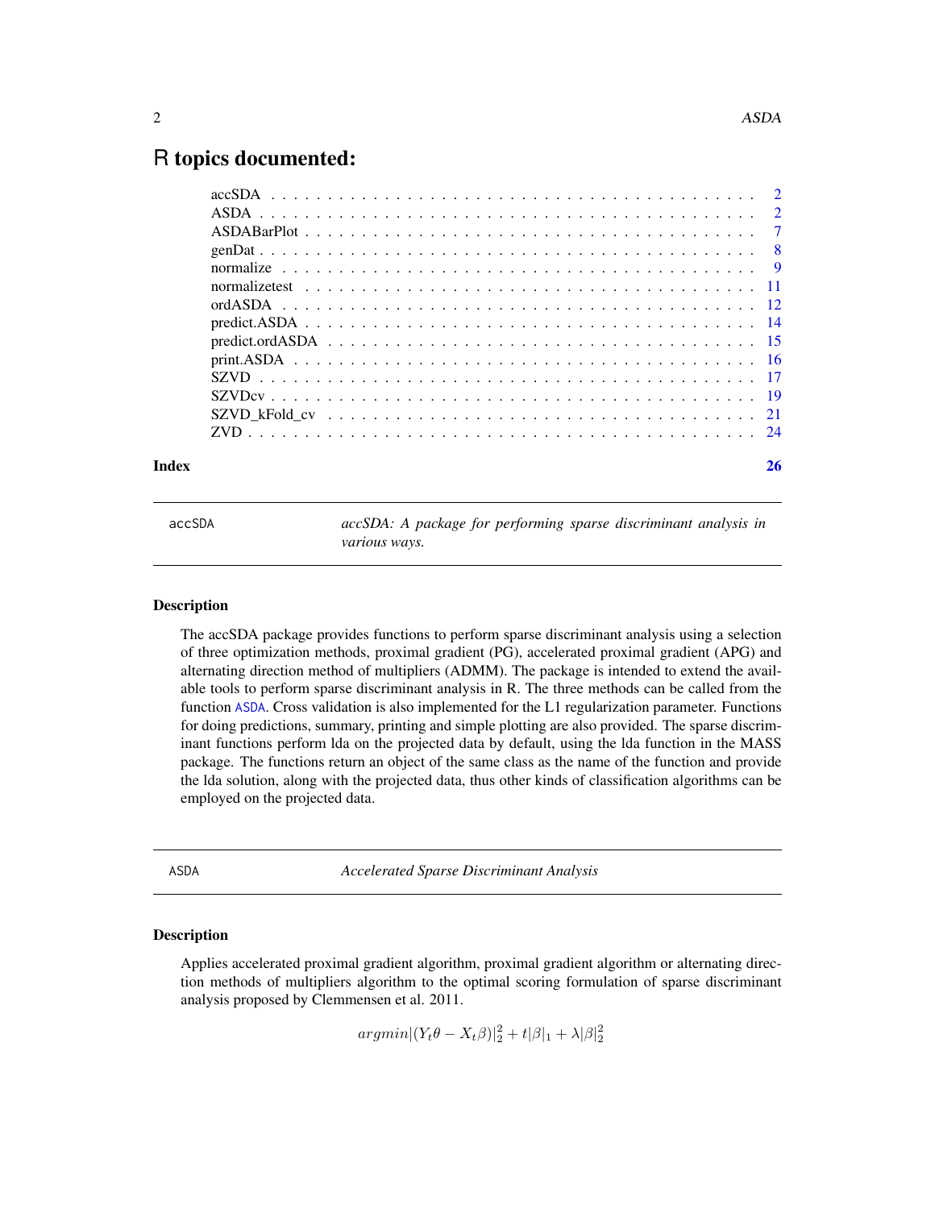# R topics documented:

| | |
|---|---|
| accSDA | 2 |
| ASDA | 2 |
| ASDABarPlot | 7 |
| genDat | 8 |
| normalize | 9 |
| normalizetest | 11 |
| ordASDA | 12 |
| predict.ASDA | 14 |
| predict.ordASDA | 15 |
| print.ASDA | 16 |
| SZVD | 17 |
| SZVDcv | 19 |
| SZVD_kFold_cv | 21 |
| ZVD | 24 |
| **Index** | **26** |

---

accSDA — *accSDA: A package for performing sparse discriminant analysis in various ways.*

---

### Description

The accSDA package provides functions to perform sparse discriminant analysis using a selection of three optimization methods, proximal gradient (PG), accelerated proximal gradient (APG) and alternating direction method of multipliers (ADMM). The package is intended to extend the available tools to perform sparse discriminant analysis in R. The three methods can be called from the function ASDA. Cross validation is also implemented for the L1 regularization parameter. Functions for doing predictions, summary, printing and simple plotting are also provided. The sparse discriminant functions perform lda on the projected data by default, using the lda function in the MASS package. The functions return an object of the same class as the name of the function and provide the lda solution, along with the projected data, thus other kinds of classification algorithms can be employed on the projected data.

---

ASDA — *Accelerated Sparse Discriminant Analysis*

---

### Description

Applies accelerated proximal gradient algorithm, proximal gradient algorithm or alternating direction methods of multipliers algorithm to the optimal scoring formulation of sparse discriminant analysis proposed by Clemmensen et al. 2011.

$$argmin|(Y_t\theta - X_t\beta)|_2^2 + t|\beta|_1 + \lambda|\beta|_2^2$$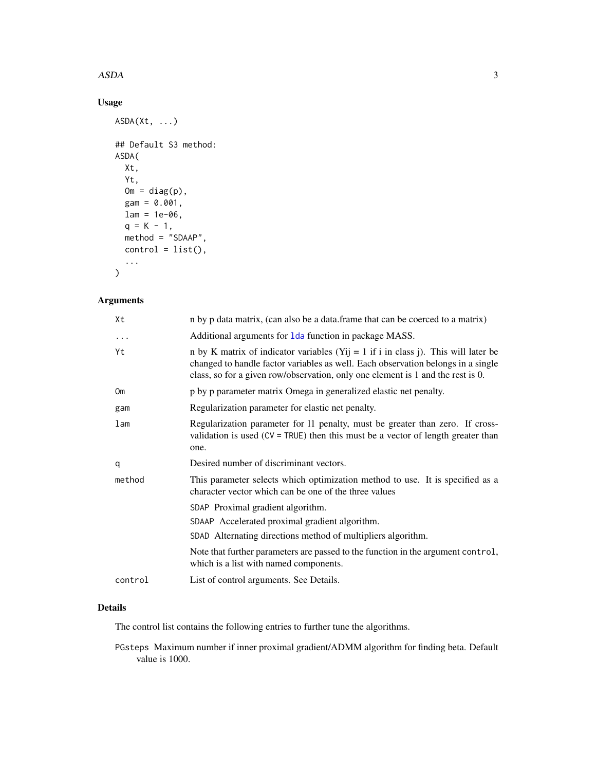## Usage

```
ASDA(Xt, ...)

## Default S3 method:
ASDA(
  Xt,
  Yt,
  Om = diag(p),
  gam = 0.001,
  lam = 1e-06,
  q = K - 1,
  method = "SDAAP",
  control = list(),
  ...
)
```

## Arguments

| | |
|---|---|
| `Xt` | n by p data matrix, (can also be a data.frame that can be coerced to a matrix) |
| `...` | Additional arguments for `lda` function in package MASS. |
| `Yt` | n by K matrix of indicator variables (Yij = 1 if i in class j). This will later be changed to handle factor variables as well. Each observation belongs in a single class, so for a given row/observation, only one element is 1 and the rest is 0. |
| `Om` | p by p parameter matrix Omega in generalized elastic net penalty. |
| `gam` | Regularization parameter for elastic net penalty. |
| `lam` | Regularization parameter for l1 penalty, must be greater than zero. If cross-validation is used (`CV = TRUE`) then this must be a vector of length greater than one. |
| `q` | Desired number of discriminant vectors. |
| `method` | This parameter selects which optimization method to use. It is specified as a character vector which can be one of the three values<br>`SDAP` Proximal gradient algorithm.<br>`SDAAP` Accelerated proximal gradient algorithm.<br>`SDAD` Alternating directions method of multipliers algorithm.<br>Note that further parameters are passed to the function in the argument `control`, which is a list with named components. |
| `control` | List of control arguments. See Details. |

## Details

The control list contains the following entries to further tune the algorithms.

`PGsteps` Maximum number if inner proximal gradient/ADMM algorithm for finding beta. Default value is 1000.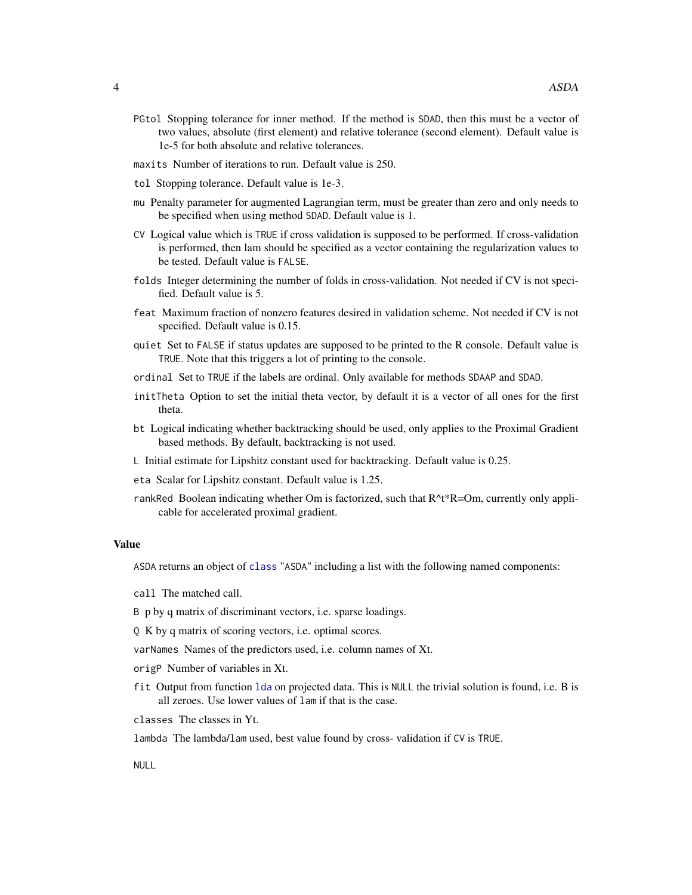- `PGtol` Stopping tolerance for inner method. If the method is `SDAD`, then this must be a vector of two values, absolute (first element) and relative tolerance (second element). Default value is 1e-5 for both absolute and relative tolerances.
- `maxits` Number of iterations to run. Default value is 250.
- `tol` Stopping tolerance. Default value is 1e-3.
- `mu` Penalty parameter for augmented Lagrangian term, must be greater than zero and only needs to be specified when using method `SDAD`. Default value is 1.
- `CV` Logical value which is `TRUE` if cross validation is supposed to be performed. If cross-validation is performed, then lam should be specified as a vector containing the regularization values to be tested. Default value is `FALSE`.
- `folds` Integer determining the number of folds in cross-validation. Not needed if CV is not specified. Default value is 5.
- `feat` Maximum fraction of nonzero features desired in validation scheme. Not needed if CV is not specified. Default value is 0.15.
- `quiet` Set to `FALSE` if status updates are supposed to be printed to the R console. Default value is `TRUE`. Note that this triggers a lot of printing to the console.
- `ordinal` Set to `TRUE` if the labels are ordinal. Only available for methods `SDAAP` and `SDAD`.
- `initTheta` Option to set the initial theta vector, by default it is a vector of all ones for the first theta.
- `bt` Logical indicating whether backtracking should be used, only applies to the Proximal Gradient based methods. By default, backtracking is not used.
- `L` Initial estimate for Lipshitz constant used for backtracking. Default value is 0.25.
- `eta` Scalar for Lipshitz constant. Default value is 1.25.
- `rankRed` Boolean indicating whether Om is factorized, such that R^t*R=Om, currently only applicable for accelerated proximal gradient.

### Value

`ASDA` returns an object of `class` "`ASDA`" including a list with the following named components:

- `call` The matched call.
- `B` p by q matrix of discriminant vectors, i.e. sparse loadings.
- `Q` K by q matrix of scoring vectors, i.e. optimal scores.
- `varNames` Names of the predictors used, i.e. column names of Xt.
- `origP` Number of variables in Xt.
- `fit` Output from function `lda` on projected data. This is `NULL` the trivial solution is found, i.e. B is all zeroes. Use lower values of `lam` if that is the case.
- `classes` The classes in Yt.
- `lambda` The lambda/`lam` used, best value found by cross- validation if `CV` is `TRUE`.

`NULL`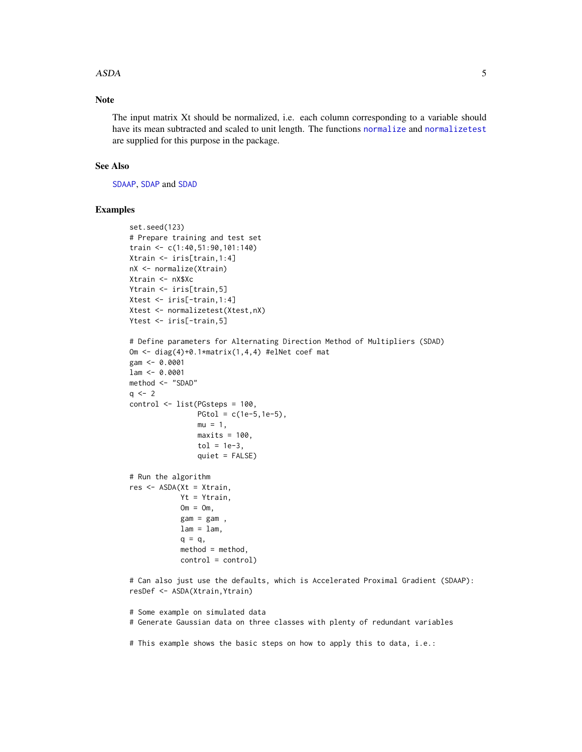## Note

The input matrix Xt should be normalized, i.e. each column corresponding to a variable should have its mean subtracted and scaled to unit length. The functions normalize and normalizetest are supplied for this purpose in the package.

## See Also

SDAAP, SDAP and SDAD

## Examples

```
set.seed(123)
# Prepare training and test set
train <- c(1:40,51:90,101:140)
Xtrain <- iris[train,1:4]
nX <- normalize(Xtrain)
Xtrain <- nX$Xc
Ytrain <- iris[train,5]
Xtest <- iris[-train,1:4]
Xtest <- normalizetest(Xtest,nX)
Ytest <- iris[-train,5]

# Define parameters for Alternating Direction Method of Multipliers (SDAD)
Om <- diag(4)+0.1*matrix(1,4,4) #elNet coef mat
gam <- 0.0001
lam <- 0.0001
method <- "SDAD"
q <- 2
control <- list(PGsteps = 100,
                PGtol = c(1e-5,1e-5),
                mu = 1,
                maxits = 100,
                tol = 1e-3,
                quiet = FALSE)

# Run the algorithm
res <- ASDA(Xt = Xtrain,
            Yt = Ytrain,
            Om = Om,
            gam = gam ,
            lam = lam,
            q = q,
            method = method,
            control = control)

# Can also just use the defaults, which is Accelerated Proximal Gradient (SDAAP):
resDef <- ASDA(Xtrain,Ytrain)

# Some example on simulated data
# Generate Gaussian data on three classes with plenty of redundant variables

# This example shows the basic steps on how to apply this to data, i.e.:
```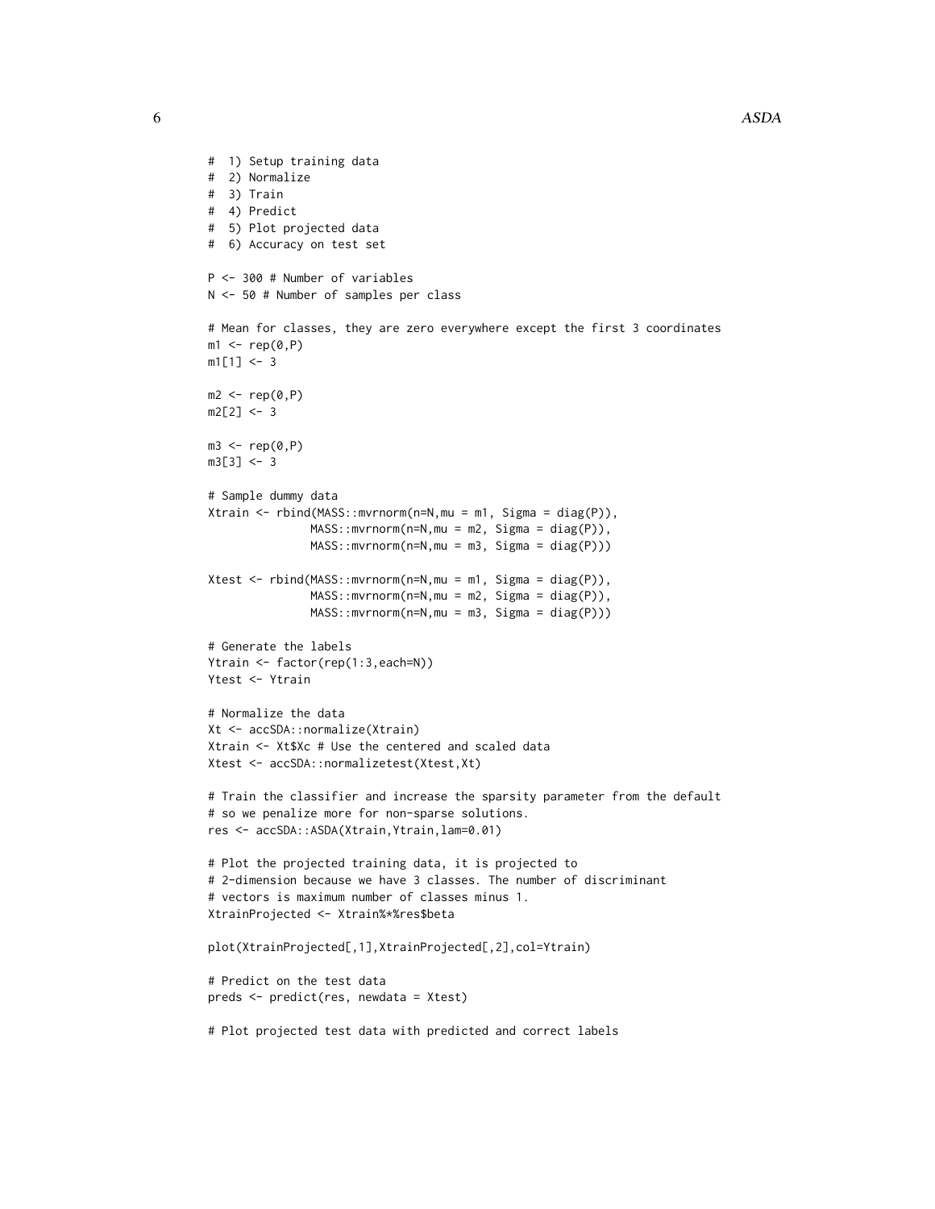```
#  1) Setup training data
#  2) Normalize
#  3) Train
#  4) Predict
#  5) Plot projected data
#  6) Accuracy on test set

P <- 300 # Number of variables
N <- 50 # Number of samples per class

# Mean for classes, they are zero everywhere except the first 3 coordinates
m1 <- rep(0,P)
m1[1] <- 3

m2 <- rep(0,P)
m2[2] <- 3

m3 <- rep(0,P)
m3[3] <- 3

# Sample dummy data
Xtrain <- rbind(MASS::mvrnorm(n=N,mu = m1, Sigma = diag(P)),
               MASS::mvrnorm(n=N,mu = m2, Sigma = diag(P)),
               MASS::mvrnorm(n=N,mu = m3, Sigma = diag(P)))

Xtest <- rbind(MASS::mvrnorm(n=N,mu = m1, Sigma = diag(P)),
               MASS::mvrnorm(n=N,mu = m2, Sigma = diag(P)),
               MASS::mvrnorm(n=N,mu = m3, Sigma = diag(P)))

# Generate the labels
Ytrain <- factor(rep(1:3,each=N))
Ytest <- Ytrain

# Normalize the data
Xt <- accSDA::normalize(Xtrain)
Xtrain <- Xt$Xc # Use the centered and scaled data
Xtest <- accSDA::normalizetest(Xtest,Xt)

# Train the classifier and increase the sparsity parameter from the default
# so we penalize more for non-sparse solutions.
res <- accSDA::ASDA(Xtrain,Ytrain,lam=0.01)

# Plot the projected training data, it is projected to
# 2-dimension because we have 3 classes. The number of discriminant
# vectors is maximum number of classes minus 1.
XtrainProjected <- Xtrain%*%res$beta

plot(XtrainProjected[,1],XtrainProjected[,2],col=Ytrain)

# Predict on the test data
preds <- predict(res, newdata = Xtest)

# Plot projected test data with predicted and correct labels
```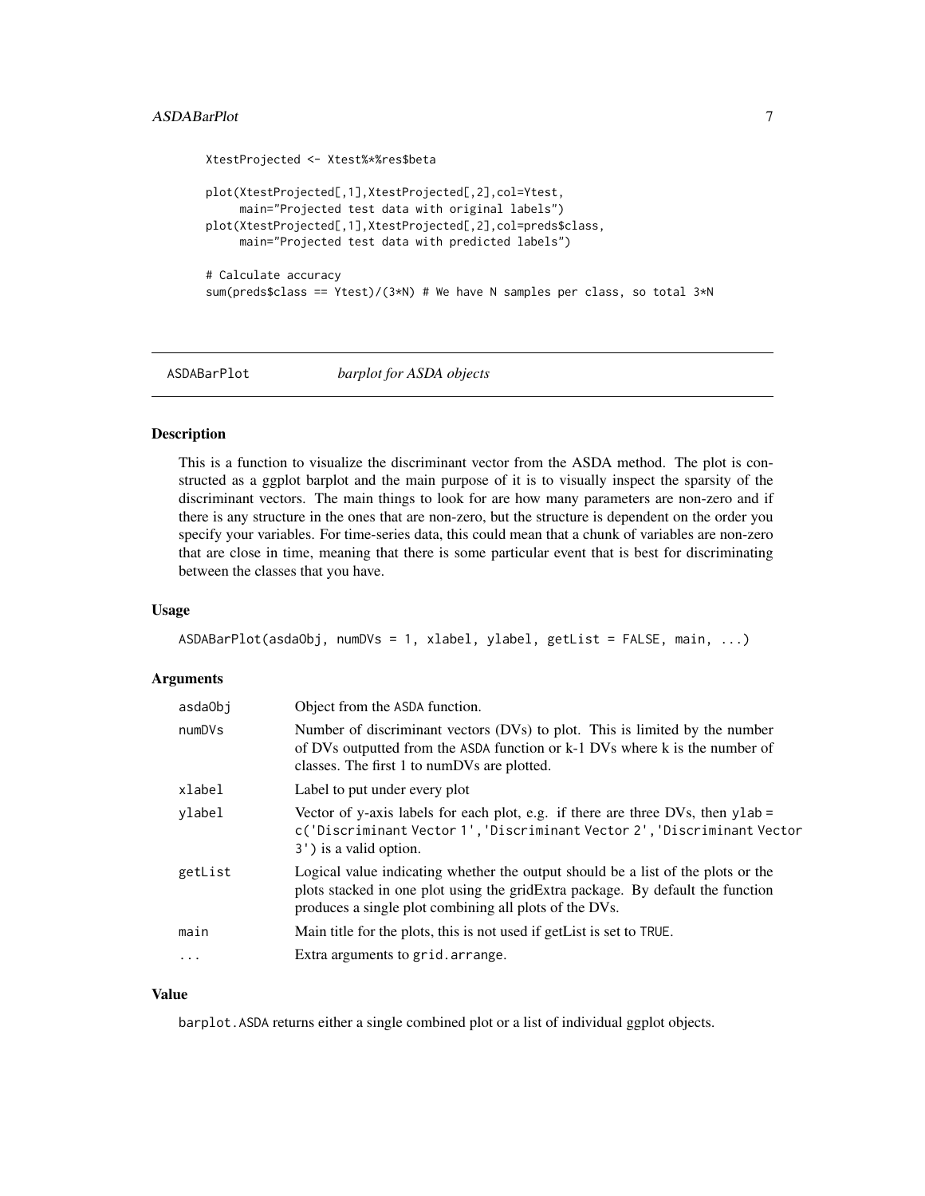```
XtestProjected <- Xtest%*%res$beta

plot(XtestProjected[,1],XtestProjected[,2],col=Ytest,
     main="Projected test data with original labels")
plot(XtestProjected[,1],XtestProjected[,2],col=preds$class,
     main="Projected test data with predicted labels")

# Calculate accuracy
sum(preds$class == Ytest)/(3*N) # We have N samples per class, so total 3*N
```

---

## ASDABarPlot *barplot for ASDA objects*

---

### Description

This is a function to visualize the discriminant vector from the ASDA method. The plot is constructed as a ggplot barplot and the main purpose of it is to visually inspect the sparsity of the discriminant vectors. The main things to look for are how many parameters are non-zero and if there is any structure in the ones that are non-zero, but the structure is dependent on the order you specify your variables. For time-series data, this could mean that a chunk of variables are non-zero that are close in time, meaning that there is some particular event that is best for discriminating between the classes that you have.

### Usage

```
ASDABarPlot(asdaObj, numDVs = 1, xlabel, ylabel, getList = FALSE, main, ...)
```

### Arguments

| | |
|---|---|
| `asdaObj` | Object from the ASDA function. |
| `numDVs` | Number of discriminant vectors (DVs) to plot. This is limited by the number of DVs outputted from the ASDA function or k-1 DVs where k is the number of classes. The first 1 to numDVs are plotted. |
| `xlabel` | Label to put under every plot |
| `ylabel` | Vector of y-axis labels for each plot, e.g. if there are three DVs, then `ylab = c('Discriminant Vector 1','Discriminant Vector 2','Discriminant Vector 3')` is a valid option. |
| `getList` | Logical value indicating whether the output should be a list of the plots or the plots stacked in one plot using the gridExtra package. By default the function produces a single plot combining all plots of the DVs. |
| `main` | Main title for the plots, this is not used if getList is set to `TRUE`. |
| `...` | Extra arguments to `grid.arrange`. |

### Value

`barplot.ASDA` returns either a single combined plot or a list of individual ggplot objects.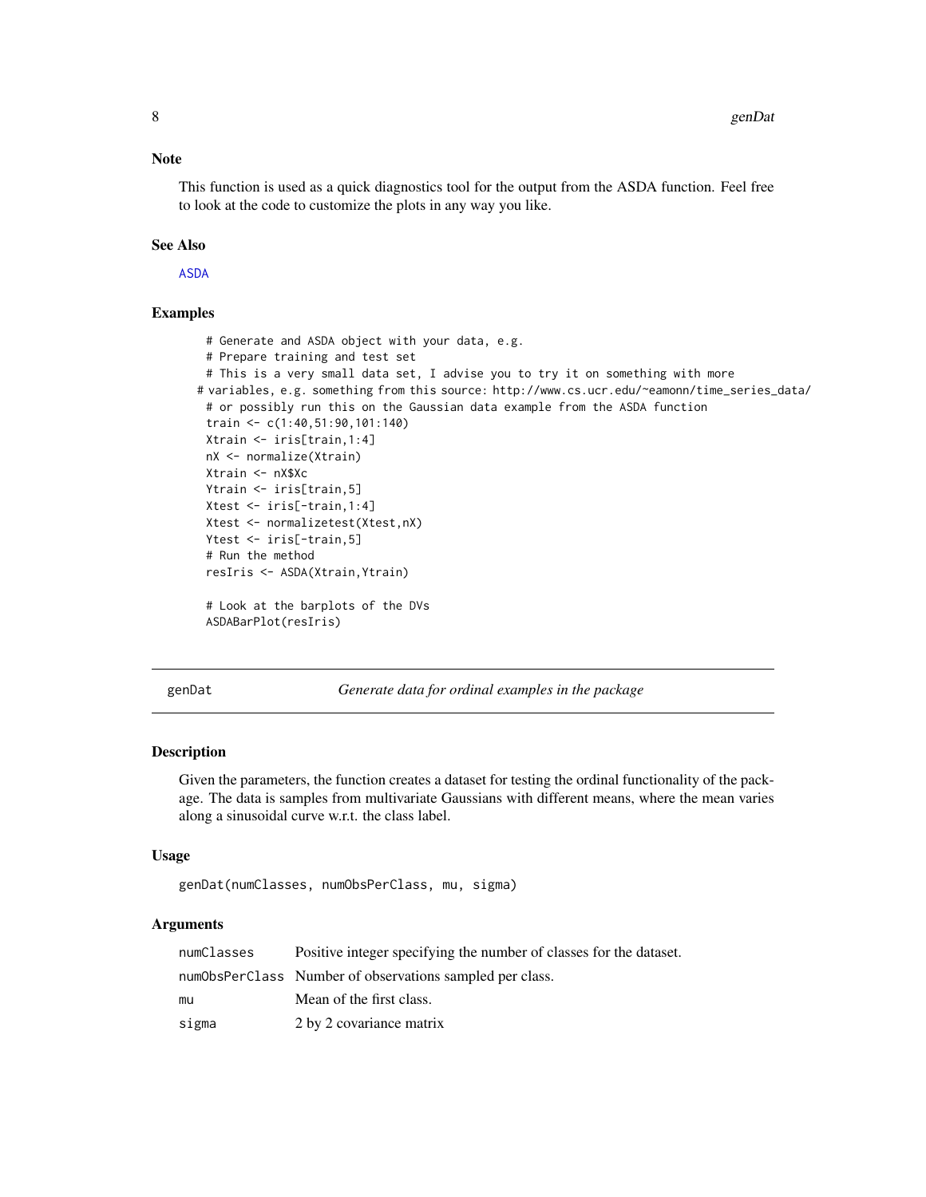### Note

This function is used as a quick diagnostics tool for the output from the ASDA function. Feel free to look at the code to customize the plots in any way you like.

### See Also

ASDA

### Examples

```
# Generate and ASDA object with your data, e.g.
# Prepare training and test set
# This is a very small data set, I advise you to try it on something with more
# variables, e.g. something from this source: http://www.cs.ucr.edu/~eamonn/time_series_data/
# or possibly run this on the Gaussian data example from the ASDA function
train <- c(1:40,51:90,101:140)
Xtrain <- iris[train,1:4]
nX <- normalize(Xtrain)
Xtrain <- nX$Xc
Ytrain <- iris[train,5]
Xtest <- iris[-train,1:4]
Xtest <- normalizetest(Xtest,nX)
Ytest <- iris[-train,5]
# Run the method
resIris <- ASDA(Xtrain,Ytrain)

# Look at the barplots of the DVs
ASDABarPlot(resIris)
```

---

## genDat — *Generate data for ordinal examples in the package*

### Description

Given the parameters, the function creates a dataset for testing the ordinal functionality of the package. The data is samples from multivariate Gaussians with different means, where the mean varies along a sinusoidal curve w.r.t. the class label.

### Usage

```
genDat(numClasses, numObsPerClass, mu, sigma)
```

### Arguments

| | |
|---|---|
| numClasses | Positive integer specifying the number of classes for the dataset. |
| numObsPerClass | Number of observations sampled per class. |
| mu | Mean of the first class. |
| sigma | 2 by 2 covariance matrix |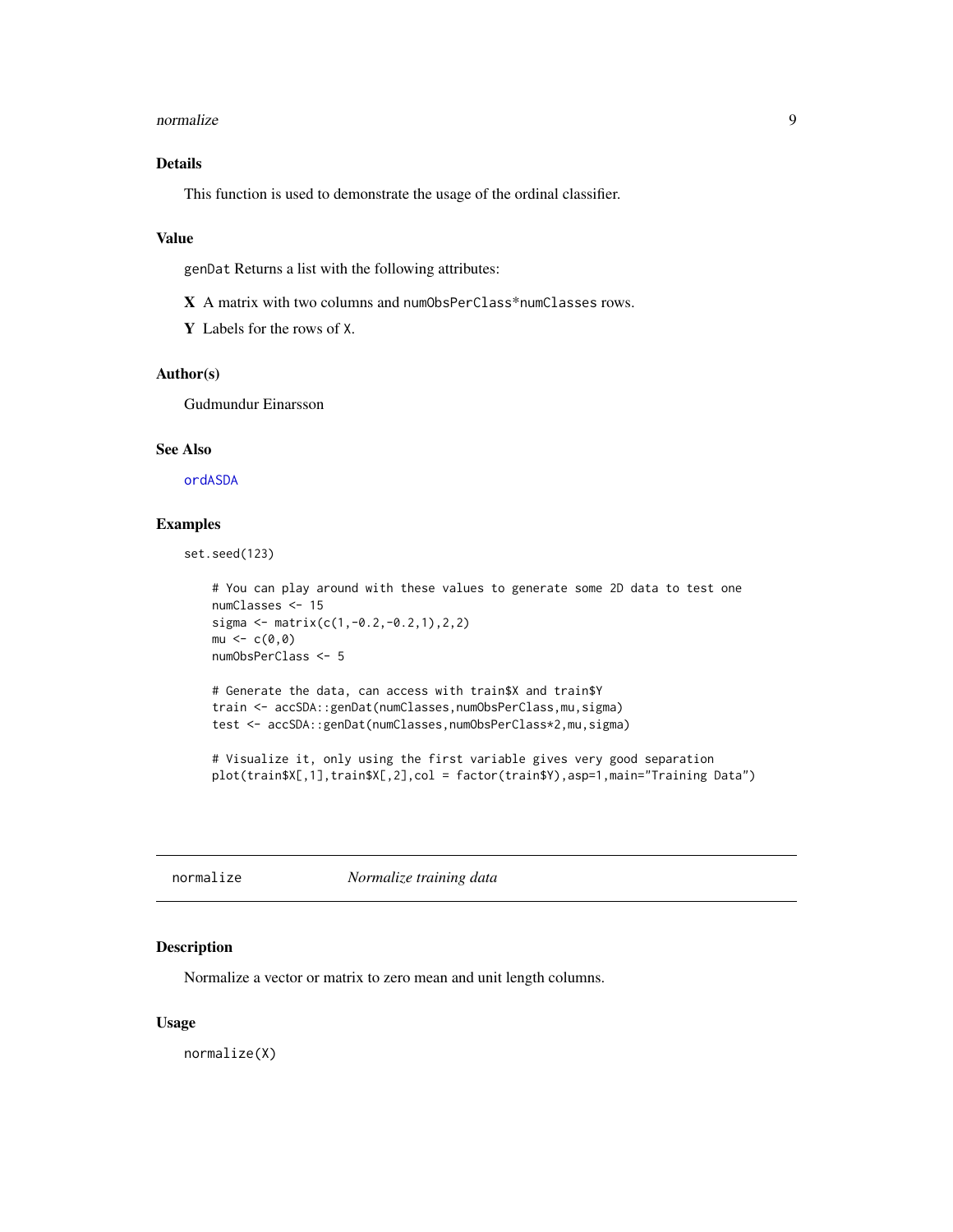## Details

This function is used to demonstrate the usage of the ordinal classifier.

## Value

genDat Returns a list with the following attributes:

**X** A matrix with two columns and numObsPerClass*numClasses rows.

**Y** Labels for the rows of X.

## Author(s)

Gudmundur Einarsson

## See Also

ordASDA

## Examples

```
set.seed(123)

    # You can play around with these values to generate some 2D data to test one
    numClasses <- 15
    sigma <- matrix(c(1,-0.2,-0.2,1),2,2)
    mu <- c(0,0)
    numObsPerClass <- 5

    # Generate the data, can access with train$X and train$Y
    train <- accSDA::genDat(numClasses,numObsPerClass,mu,sigma)
    test <- accSDA::genDat(numClasses,numObsPerClass*2,mu,sigma)

    # Visualize it, only using the first variable gives very good separation
    plot(train$X[,1],train$X[,2],col = factor(train$Y),asp=1,main="Training Data")
```

---

# normalize — *Normalize training data*

## Description

Normalize a vector or matrix to zero mean and unit length columns.

## Usage

```
normalize(X)
```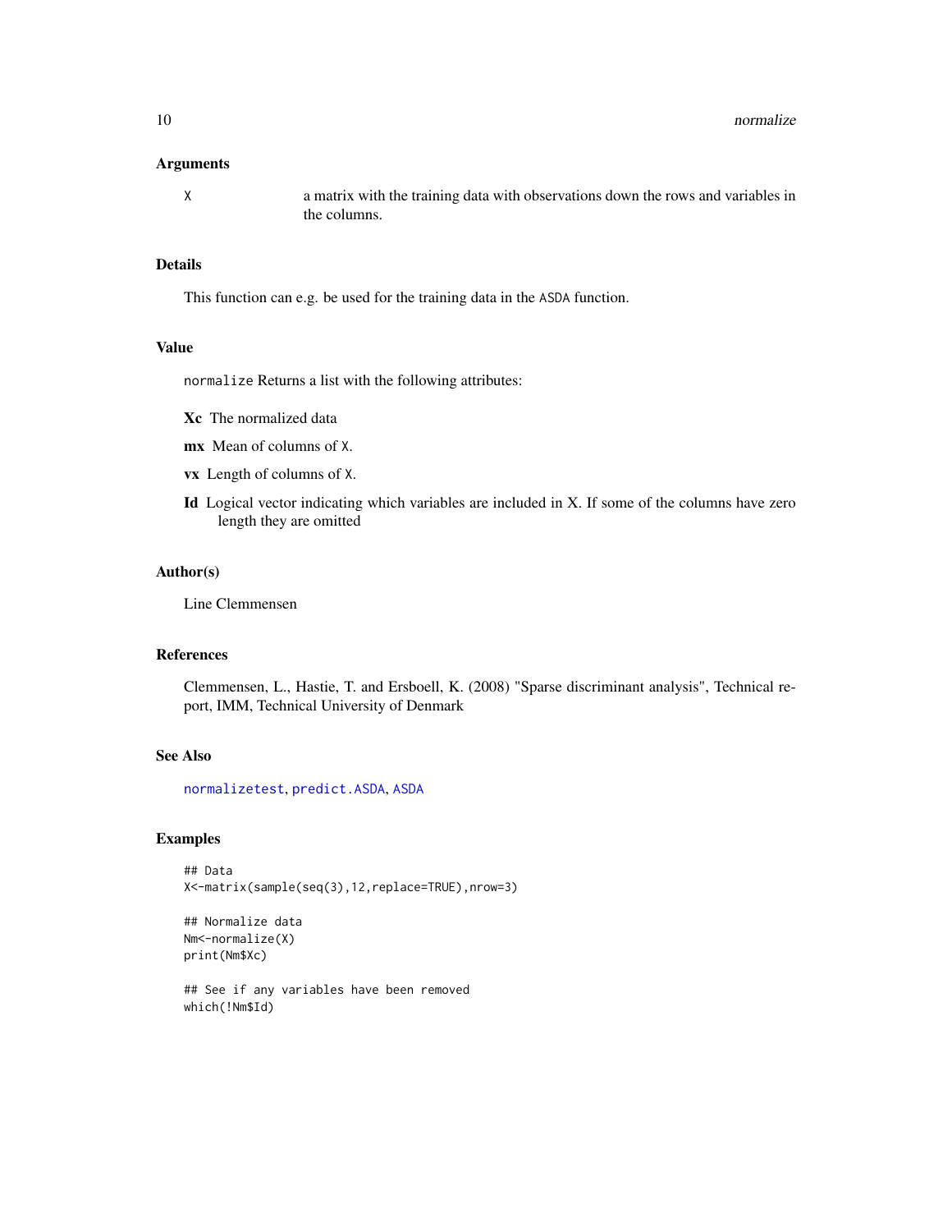### Arguments

X a matrix with the training data with observations down the rows and variables in the columns.

### Details

This function can e.g. be used for the training data in the `ASDA` function.

### Value

`normalize` Returns a list with the following attributes:

**Xc** The normalized data

**mx** Mean of columns of `X`.

**vx** Length of columns of `X`.

**Id** Logical vector indicating which variables are included in X. If some of the columns have zero length they are omitted

### Author(s)

Line Clemmensen

### References

Clemmensen, L., Hastie, T. and Ersboell, K. (2008) "Sparse discriminant analysis", Technical report, IMM, Technical University of Denmark

### See Also

`normalizetest`, `predict.ASDA`, `ASDA`

### Examples

```
## Data
X<-matrix(sample(seq(3),12,replace=TRUE),nrow=3)

## Normalize data
Nm<-normalize(X)
print(Nm$Xc)

## See if any variables have been removed
which(!Nm$Id)
```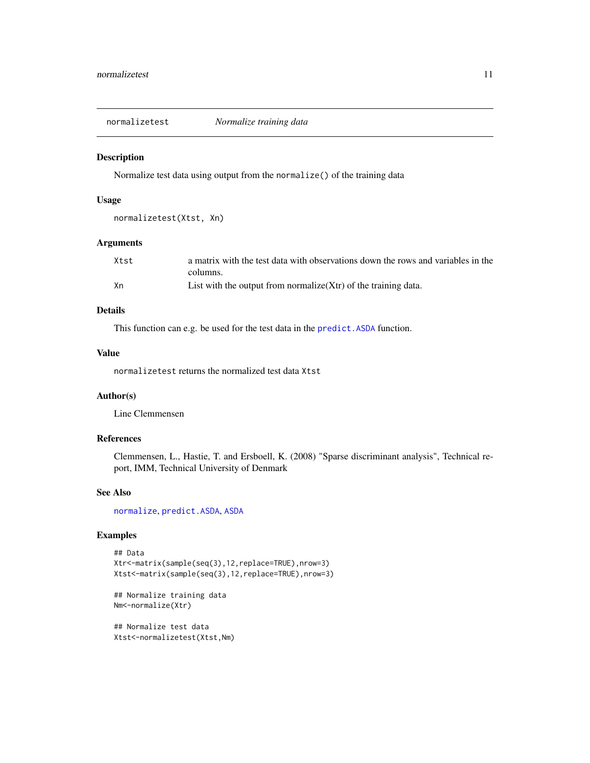# normalizetest *Normalize training data*

## Description

Normalize test data using output from the `normalize()` of the training data

## Usage

```
normalizetest(Xtst, Xn)
```

## Arguments

| | |
|---|---|
| `Xtst` | a matrix with the test data with observations down the rows and variables in the columns. |
| `Xn` | List with the output from normalize(Xtr) of the training data. |

## Details

This function can e.g. be used for the test data in the `predict.ASDA` function.

## Value

`normalizetest` returns the normalized test data `Xtst`

## Author(s)

Line Clemmensen

## References

Clemmensen, L., Hastie, T. and Ersboell, K. (2008) "Sparse discriminant analysis", Technical report, IMM, Technical University of Denmark

## See Also

`normalize`, `predict.ASDA`, `ASDA`

## Examples

```
## Data
Xtr<-matrix(sample(seq(3),12,replace=TRUE),nrow=3)
Xtst<-matrix(sample(seq(3),12,replace=TRUE),nrow=3)

## Normalize training data
Nm<-normalize(Xtr)

## Normalize test data
Xtst<-normalizetest(Xtst,Nm)
```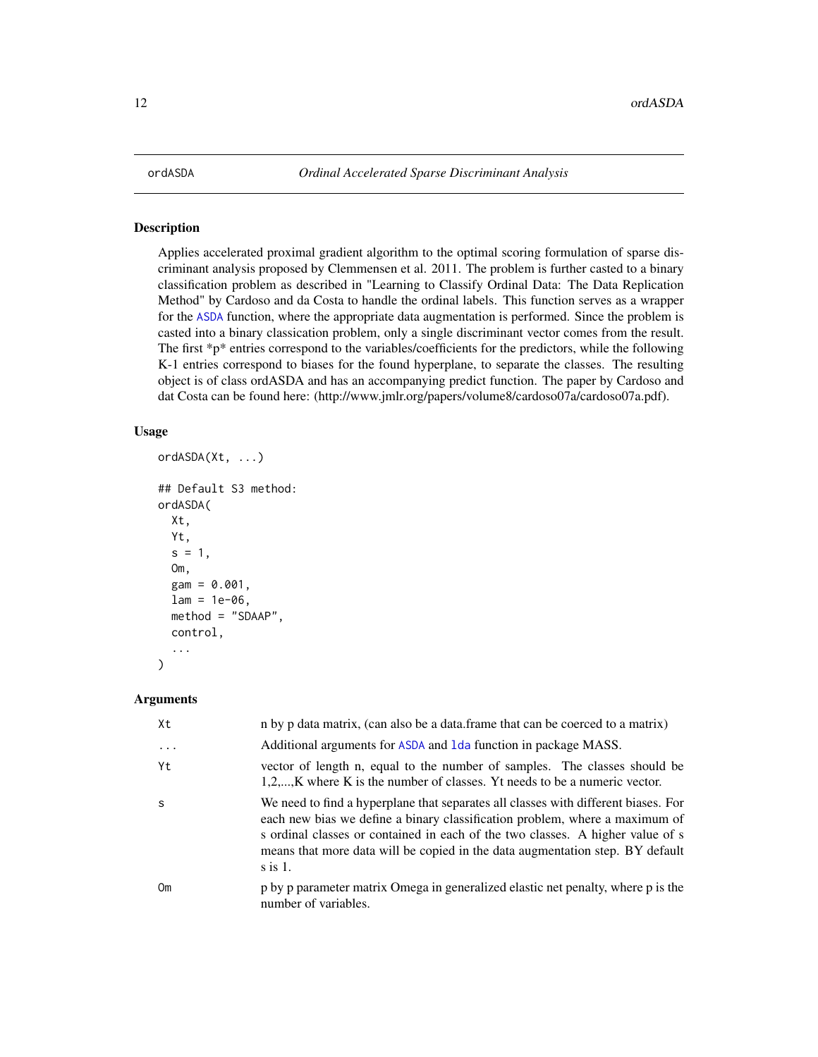ordASDA *Ordinal Accelerated Sparse Discriminant Analysis*

## Description

Applies accelerated proximal gradient algorithm to the optimal scoring formulation of sparse discriminant analysis proposed by Clemmensen et al. 2011. The problem is further casted to a binary classification problem as described in "Learning to Classify Ordinal Data: The Data Replication Method" by Cardoso and da Costa to handle the ordinal labels. This function serves as a wrapper for the ASDA function, where the appropriate data augmentation is performed. Since the problem is casted into a binary classication problem, only a single discriminant vector comes from the result. The first *p* entries correspond to the variables/coefficients for the predictors, while the following K-1 entries correspond to biases for the found hyperplane, to separate the classes. The resulting object is of class ordASDA and has an accompanying predict function. The paper by Cardoso and dat Costa can be found here: (http://www.jmlr.org/papers/volume8/cardoso07a/cardoso07a.pdf).

## Usage

```
ordASDA(Xt, ...)

## Default S3 method:
ordASDA(
  Xt,
  Yt,
  s = 1,
  Om,
  gam = 0.001,
  lam = 1e-06,
  method = "SDAAP",
  control,
  ...
)
```

## Arguments

| | |
|---|---|
| Xt | n by p data matrix, (can also be a data.frame that can be coerced to a matrix) |
| ... | Additional arguments for ASDA and lda function in package MASS. |
| Yt | vector of length n, equal to the number of samples. The classes should be 1,2,...,K where K is the number of classes. Yt needs to be a numeric vector. |
| s | We need to find a hyperplane that separates all classes with different biases. For each new bias we define a binary classification problem, where a maximum of s ordinal classes or contained in each of the two classes. A higher value of s means that more data will be copied in the data augmentation step. BY default s is 1. |
| Om | p by p parameter matrix Omega in generalized elastic net penalty, where p is the number of variables. |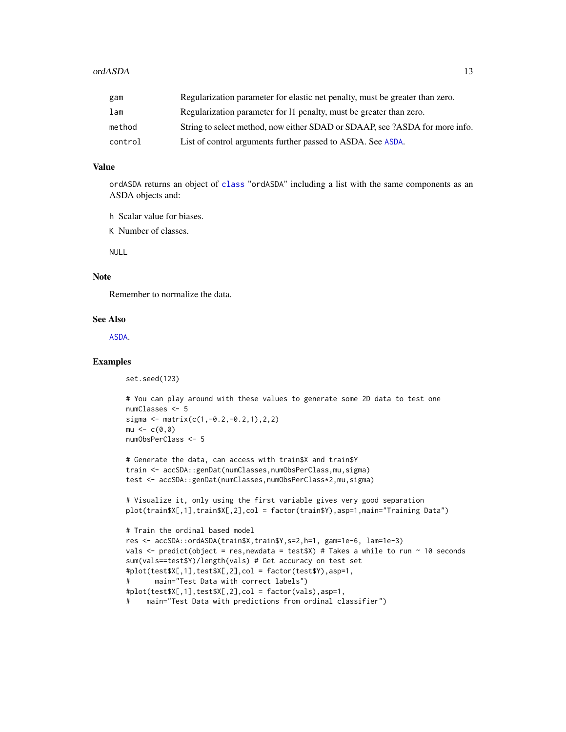| | |
|---|---|
| gam | Regularization parameter for elastic net penalty, must be greater than zero. |
| lam | Regularization parameter for l1 penalty, must be greater than zero. |
| method | String to select method, now either SDAD or SDAAP, see ?ASDA for more info. |
| control | List of control arguments further passed to ASDA. See ASDA. |

## Value

ordASDA returns an object of class "ordASDA" including a list with the same components as an ASDA objects and:

h Scalar value for biases.

K Number of classes.

NULL

## Note

Remember to normalize the data.

## See Also

ASDA.

## Examples

```
set.seed(123)

# You can play around with these values to generate some 2D data to test one
numClasses <- 5
sigma <- matrix(c(1,-0.2,-0.2,1),2,2)
mu <- c(0,0)
numObsPerClass <- 5

# Generate the data, can access with train$X and train$Y
train <- accSDA::genDat(numClasses,numObsPerClass,mu,sigma)
test <- accSDA::genDat(numClasses,numObsPerClass*2,mu,sigma)

# Visualize it, only using the first variable gives very good separation
plot(train$X[,1],train$X[,2],col = factor(train$Y),asp=1,main="Training Data")

# Train the ordinal based model
res <- accSDA::ordASDA(train$X,train$Y,s=2,h=1, gam=1e-6, lam=1e-3)
vals <- predict(object = res,newdata = test$X) # Takes a while to run ~ 10 seconds
sum(vals==test$Y)/length(vals) # Get accuracy on test set
#plot(test$X[,1],test$X[,2],col = factor(test$Y),asp=1,
#      main="Test Data with correct labels")
#plot(test$X[,1],test$X[,2],col = factor(vals),asp=1,
#    main="Test Data with predictions from ordinal classifier")
```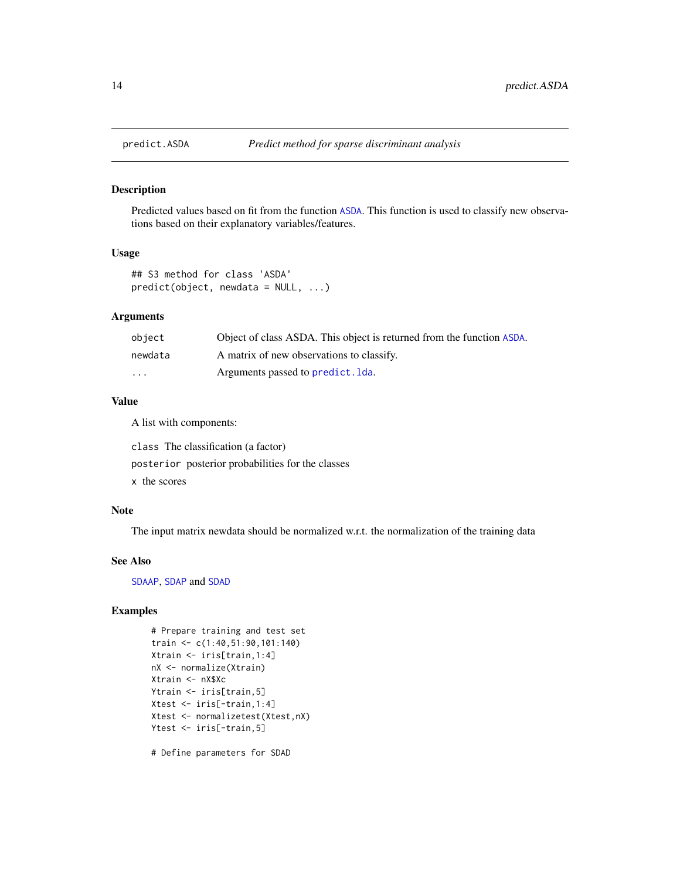predict.ASDA — *Predict method for sparse discriminant analysis*

## Description

Predicted values based on fit from the function `ASDA`. This function is used to classify new observations based on their explanatory variables/features.

## Usage

```
## S3 method for class 'ASDA'
predict(object, newdata = NULL, ...)
```

## Arguments

| | |
|---|---|
| `object` | Object of class ASDA. This object is returned from the function `ASDA`. |
| `newdata` | A matrix of new observations to classify. |
| `...` | Arguments passed to `predict.lda`. |

## Value

A list with components:

`class` The classification (a factor)

`posterior` posterior probabilities for the classes

`x` the scores

## Note

The input matrix newdata should be normalized w.r.t. the normalization of the training data

## See Also

`SDAAP`, `SDAP` and `SDAD`

## Examples

```
# Prepare training and test set
train <- c(1:40,51:90,101:140)
Xtrain <- iris[train,1:4]
nX <- normalize(Xtrain)
Xtrain <- nX$Xc
Ytrain <- iris[train,5]
Xtest <- iris[-train,1:4]
Xtest <- normalizetest(Xtest,nX)
Ytest <- iris[-train,5]

# Define parameters for SDAD
```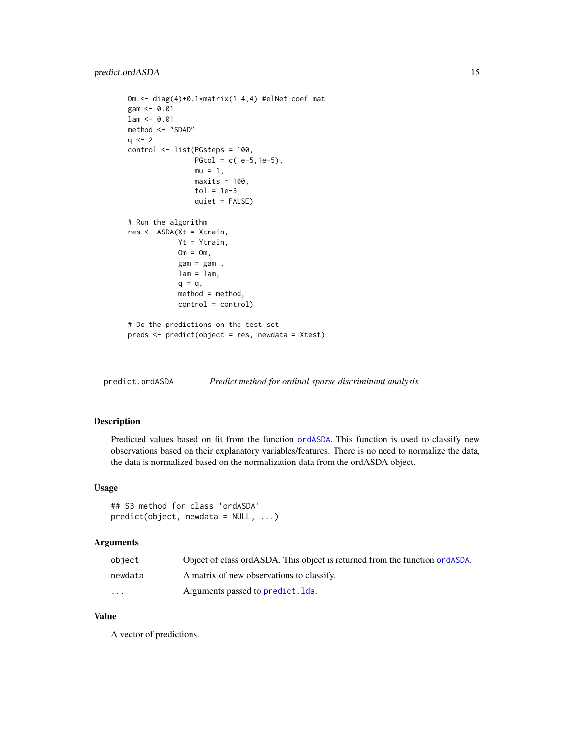```
Om <- diag(4)+0.1*matrix(1,4,4) #elNet coef mat
gam <- 0.01
lam <- 0.01
method <- "SDAD"
q <- 2
control <- list(PGsteps = 100,
                PGtol = c(1e-5,1e-5),
                mu = 1,
                maxits = 100,
                tol = 1e-3,
                quiet = FALSE)

# Run the algorithm
res <- ASDA(Xt = Xtrain,
            Yt = Ytrain,
            Om = Om,
            gam = gam ,
            lam = lam,
            q = q,
            method = method,
            control = control)

# Do the predictions on the test set
preds <- predict(object = res, newdata = Xtest)
```

## predict.ordASDA — *Predict method for ordinal sparse discriminant analysis*

### Description

Predicted values based on fit from the function ordASDA. This function is used to classify new observations based on their explanatory variables/features. There is no need to normalize the data, the data is normalized based on the normalization data from the ordASDA object.

### Usage

```
## S3 method for class 'ordASDA'
predict(object, newdata = NULL, ...)
```

### Arguments

| | |
|---|---|
| `object` | Object of class ordASDA. This object is returned from the function ordASDA. |
| `newdata` | A matrix of new observations to classify. |
| `...` | Arguments passed to predict.lda. |

### Value

A vector of predictions.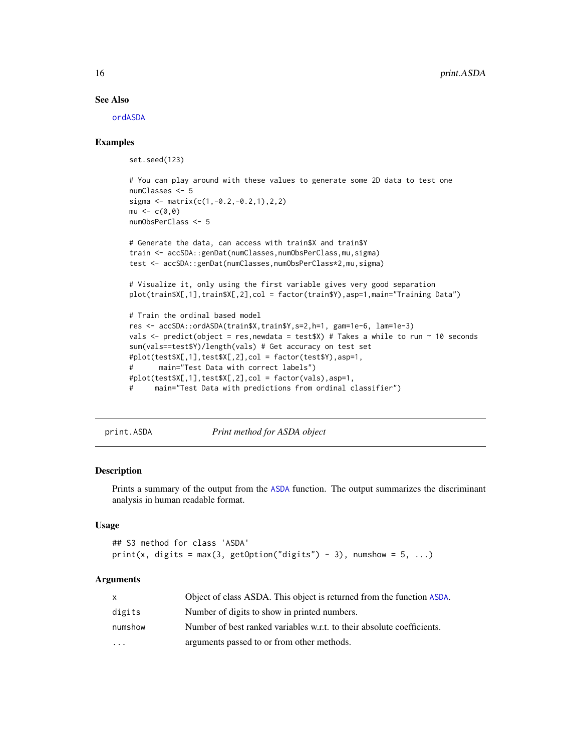## See Also

ordASDA

## Examples

```
set.seed(123)

# You can play around with these values to generate some 2D data to test one
numClasses <- 5
sigma <- matrix(c(1,-0.2,-0.2,1),2,2)
mu <- c(0,0)
numObsPerClass <- 5

# Generate the data, can access with train$X and train$Y
train <- accSDA::genDat(numClasses,numObsPerClass,mu,sigma)
test <- accSDA::genDat(numClasses,numObsPerClass*2,mu,sigma)

# Visualize it, only using the first variable gives very good separation
plot(train$X[,1],train$X[,2],col = factor(train$Y),asp=1,main="Training Data")

# Train the ordinal based model
res <- accSDA::ordASDA(train$X,train$Y,s=2,h=1, gam=1e-6, lam=1e-3)
vals <- predict(object = res,newdata = test$X) # Takes a while to run ~ 10 seconds
sum(vals==test$Y)/length(vals) # Get accuracy on test set
#plot(test$X[,1],test$X[,2],col = factor(test$Y),asp=1,
#      main="Test Data with correct labels")
#plot(test$X[,1],test$X[,2],col = factor(vals),asp=1,
#     main="Test Data with predictions from ordinal classifier")
```

---

# print.ASDA — *Print method for ASDA object*

## Description

Prints a summary of the output from the ASDA function. The output summarizes the discriminant analysis in human readable format.

## Usage

```
## S3 method for class 'ASDA'
print(x, digits = max(3, getOption("digits") - 3), numshow = 5, ...)
```

## Arguments

| | |
|---|---|
| x | Object of class ASDA. This object is returned from the function ASDA. |
| digits | Number of digits to show in printed numbers. |
| numshow | Number of best ranked variables w.r.t. to their absolute coefficients. |
| ... | arguments passed to or from other methods. |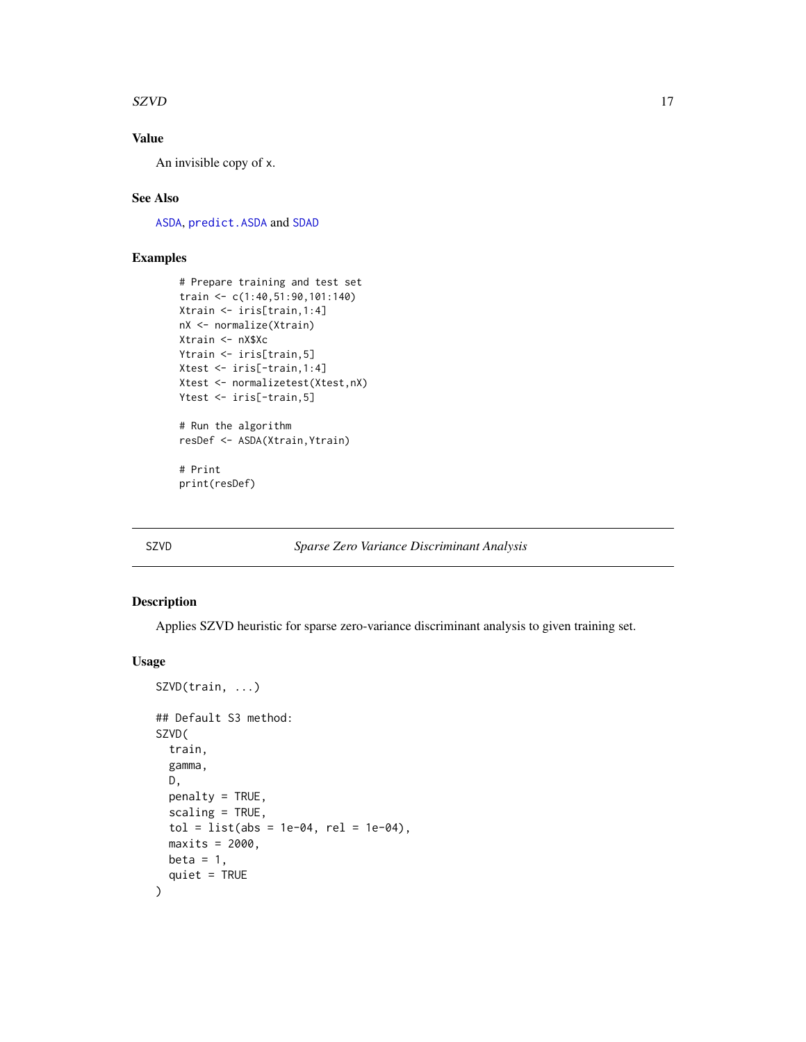### Value

An invisible copy of x.

### See Also

ASDA, predict.ASDA and SDAD

### Examples

```
# Prepare training and test set
train <- c(1:40,51:90,101:140)
Xtrain <- iris[train,1:4]
nX <- normalize(Xtrain)
Xtrain <- nX$Xc
Ytrain <- iris[train,5]
Xtest <- iris[-train,1:4]
Xtest <- normalizetest(Xtest,nX)
Ytest <- iris[-train,5]

# Run the algorithm
resDef <- ASDA(Xtrain,Ytrain)

# Print
print(resDef)
```

---

## SZVD — *Sparse Zero Variance Discriminant Analysis*

### Description

Applies SZVD heuristic for sparse zero-variance discriminant analysis to given training set.

### Usage

```
SZVD(train, ...)

## Default S3 method:
SZVD(
  train,
  gamma,
  D,
  penalty = TRUE,
  scaling = TRUE,
  tol = list(abs = 1e-04, rel = 1e-04),
  maxits = 2000,
  beta = 1,
  quiet = TRUE
)
```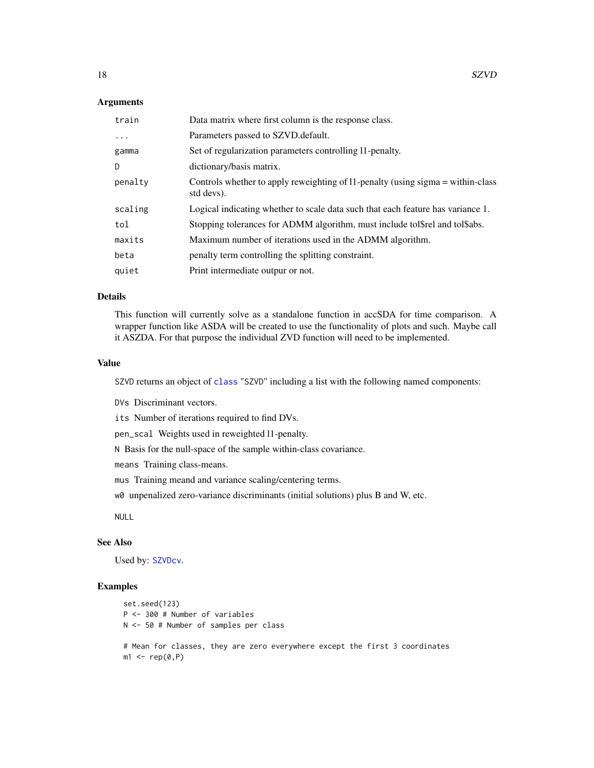### Arguments

| | |
|---|---|
| train | Data matrix where first column is the response class. |
| ... | Parameters passed to SZVD.default. |
| gamma | Set of regularization parameters controlling l1-penalty. |
| D | dictionary/basis matrix. |
| penalty | Controls whether to apply reweighting of l1-penalty (using sigma = within-class std devs). |
| scaling | Logical indicating whether to scale data such that each feature has variance 1. |
| tol | Stopping tolerances for ADMM algorithm, must include tol$rel and tol$abs. |
| maxits | Maximum number of iterations used in the ADMM algorithm. |
| beta | penalty term controlling the splitting constraint. |
| quiet | Print intermediate outpur or not. |

### Details

This function will currently solve as a standalone function in accSDA for time comparison. A wrapper function like ASDA will be created to use the functionality of plots and such. Maybe call it ASZDA. For that purpose the individual ZVD function will need to be implemented.

### Value

SZVD returns an object of class "SZVD" including a list with the following named components:

DVs Discriminant vectors.

its Number of iterations required to find DVs.

pen_scal Weights used in reweighted l1-penalty.

N Basis for the null-space of the sample within-class covariance.

means Training class-means.

mus Training meand and variance scaling/centering terms.

w0 unpenalized zero-variance discriminants (initial solutions) plus B and W, etc.

NULL

### See Also

Used by: SZVDcv.

### Examples

```
set.seed(123)
P <- 300 # Number of variables
N <- 50 # Number of samples per class

# Mean for classes, they are zero everywhere except the first 3 coordinates
m1 <- rep(0,P)
```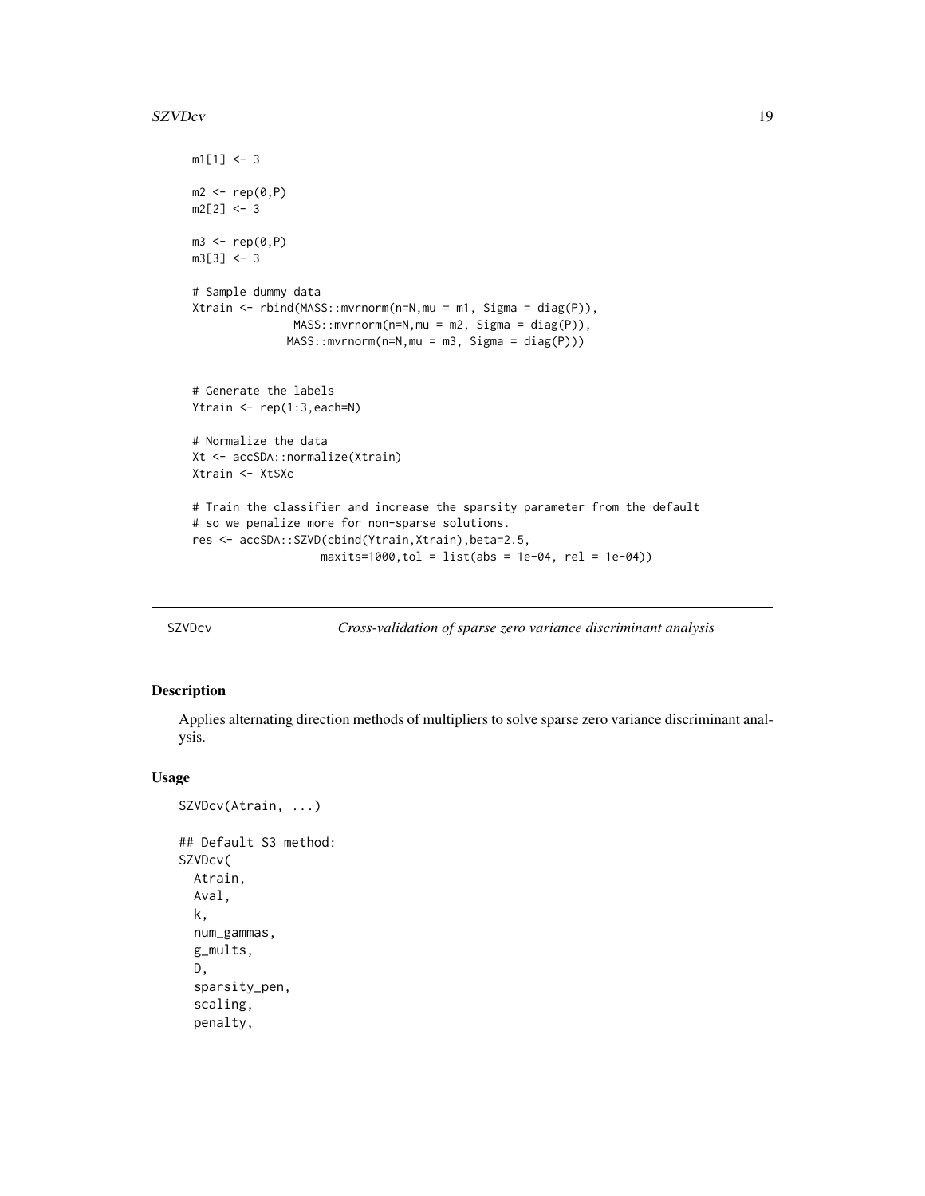```
m1[1] <- 3

m2 <- rep(0,P)
m2[2] <- 3

m3 <- rep(0,P)
m3[3] <- 3

# Sample dummy data
Xtrain <- rbind(MASS::mvrnorm(n=N,mu = m1, Sigma = diag(P)),
               MASS::mvrnorm(n=N,mu = m2, Sigma = diag(P)),
              MASS::mvrnorm(n=N,mu = m3, Sigma = diag(P)))


# Generate the labels
Ytrain <- rep(1:3,each=N)

# Normalize the data
Xt <- accSDA::normalize(Xtrain)
Xtrain <- Xt$Xc

# Train the classifier and increase the sparsity parameter from the default
# so we penalize more for non-sparse solutions.
res <- accSDA::SZVD(cbind(Ytrain,Xtrain),beta=2.5,
                   maxits=1000,tol = list(abs = 1e-04, rel = 1e-04))
```

## SZVDcv — *Cross-validation of sparse zero variance discriminant analysis*

### Description

Applies alternating direction methods of multipliers to solve sparse zero variance discriminant analysis.

### Usage

```
SZVDcv(Atrain, ...)

## Default S3 method:
SZVDcv(
  Atrain,
  Aval,
  k,
  num_gammas,
  g_mults,
  D,
  sparsity_pen,
  scaling,
  penalty,
```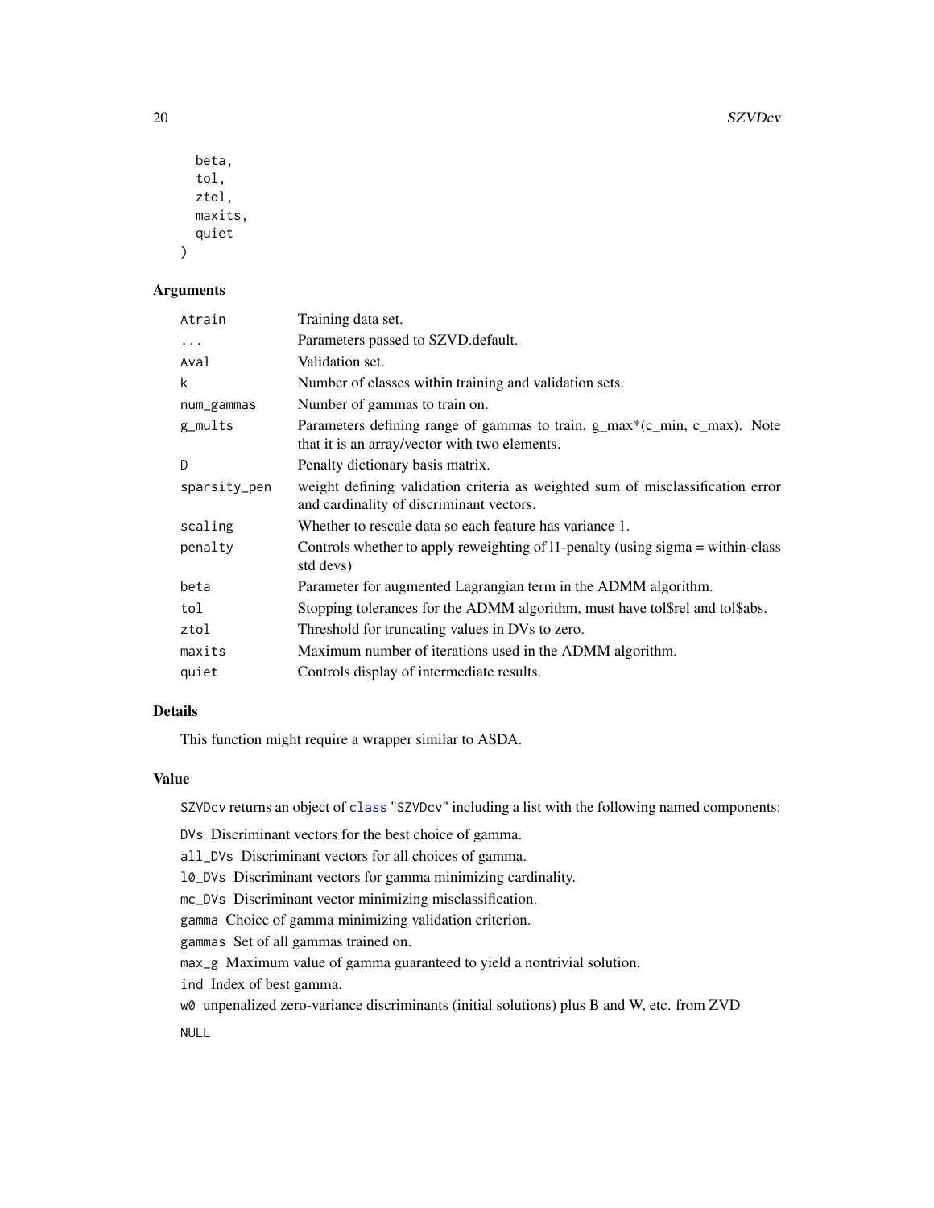```
  beta,
  tol,
  ztol,
  maxits,
  quiet
)
```

### Arguments

| Argument | Description |
|---|---|
| Atrain | Training data set. |
| ... | Parameters passed to SZVD.default. |
| Aval | Validation set. |
| k | Number of classes within training and validation sets. |
| num_gammas | Number of gammas to train on. |
| g_mults | Parameters defining range of gammas to train, g_max*(c_min, c_max). Note that it is an array/vector with two elements. |
| D | Penalty dictionary basis matrix. |
| sparsity_pen | weight defining validation criteria as weighted sum of misclassification error and cardinality of discriminant vectors. |
| scaling | Whether to rescale data so each feature has variance 1. |
| penalty | Controls whether to apply reweighting of l1-penalty (using sigma = within-class std devs) |
| beta | Parameter for augmented Lagrangian term in the ADMM algorithm. |
| tol | Stopping tolerances for the ADMM algorithm, must have tol$rel and tol$abs. |
| ztol | Threshold for truncating values in DVs to zero. |
| maxits | Maximum number of iterations used in the ADMM algorithm. |
| quiet | Controls display of intermediate results. |

### Details

This function might require a wrapper similar to ASDA.

### Value

SZVDcv returns an object of class "SZVDcv" including a list with the following named components:

- DVs Discriminant vectors for the best choice of gamma.
- all_DVs Discriminant vectors for all choices of gamma.
- l0_DVs Discriminant vectors for gamma minimizing cardinality.
- mc_DVs Discriminant vector minimizing misclassification.
- gamma Choice of gamma minimizing validation criterion.
- gammas Set of all gammas trained on.
- max_g Maximum value of gamma guaranteed to yield a nontrivial solution.
- ind Index of best gamma.
- w0 unpenalized zero-variance discriminants (initial solutions) plus B and W, etc. from ZVD

NULL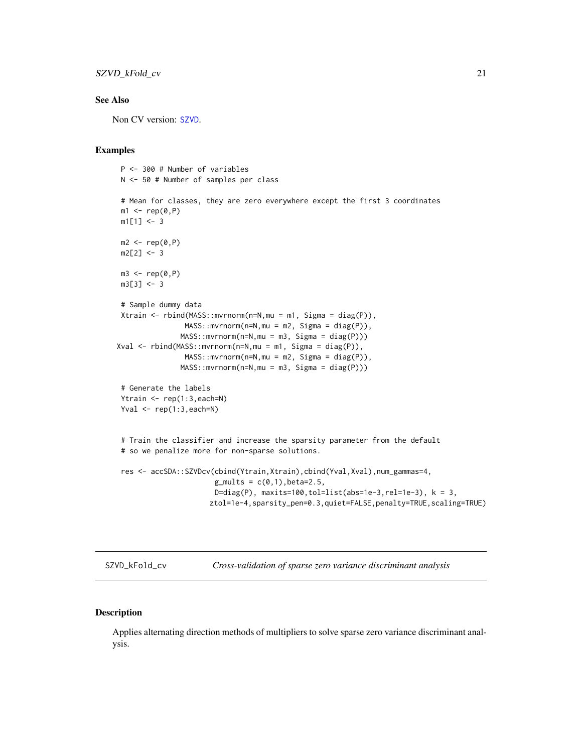## See Also

Non CV version: SZVD.

## Examples

```
P <- 300 # Number of variables
N <- 50 # Number of samples per class

# Mean for classes, they are zero everywhere except the first 3 coordinates
m1 <- rep(0,P)
m1[1] <- 3

m2 <- rep(0,P)
m2[2] <- 3

m3 <- rep(0,P)
m3[3] <- 3

# Sample dummy data
Xtrain <- rbind(MASS::mvrnorm(n=N,mu = m1, Sigma = diag(P)),
               MASS::mvrnorm(n=N,mu = m2, Sigma = diag(P)),
              MASS::mvrnorm(n=N,mu = m3, Sigma = diag(P)))
Xval <- rbind(MASS::mvrnorm(n=N,mu = m1, Sigma = diag(P)),
               MASS::mvrnorm(n=N,mu = m2, Sigma = diag(P)),
              MASS::mvrnorm(n=N,mu = m3, Sigma = diag(P)))

# Generate the labels
Ytrain <- rep(1:3,each=N)
Yval <- rep(1:3,each=N)


# Train the classifier and increase the sparsity parameter from the default
# so we penalize more for non-sparse solutions.

res <- accSDA::SZVDcv(cbind(Ytrain,Xtrain),cbind(Yval,Xval),num_gammas=4,
                      g_mults = c(0,1),beta=2.5,
                      D=diag(P), maxits=100,tol=list(abs=1e-3,rel=1e-3), k = 3,
                     ztol=1e-4,sparsity_pen=0.3,quiet=FALSE,penalty=TRUE,scaling=TRUE)
```

---

# SZVD_kFold_cv — *Cross-validation of sparse zero variance discriminant analysis*

## Description

Applies alternating direction methods of multipliers to solve sparse zero variance discriminant analysis.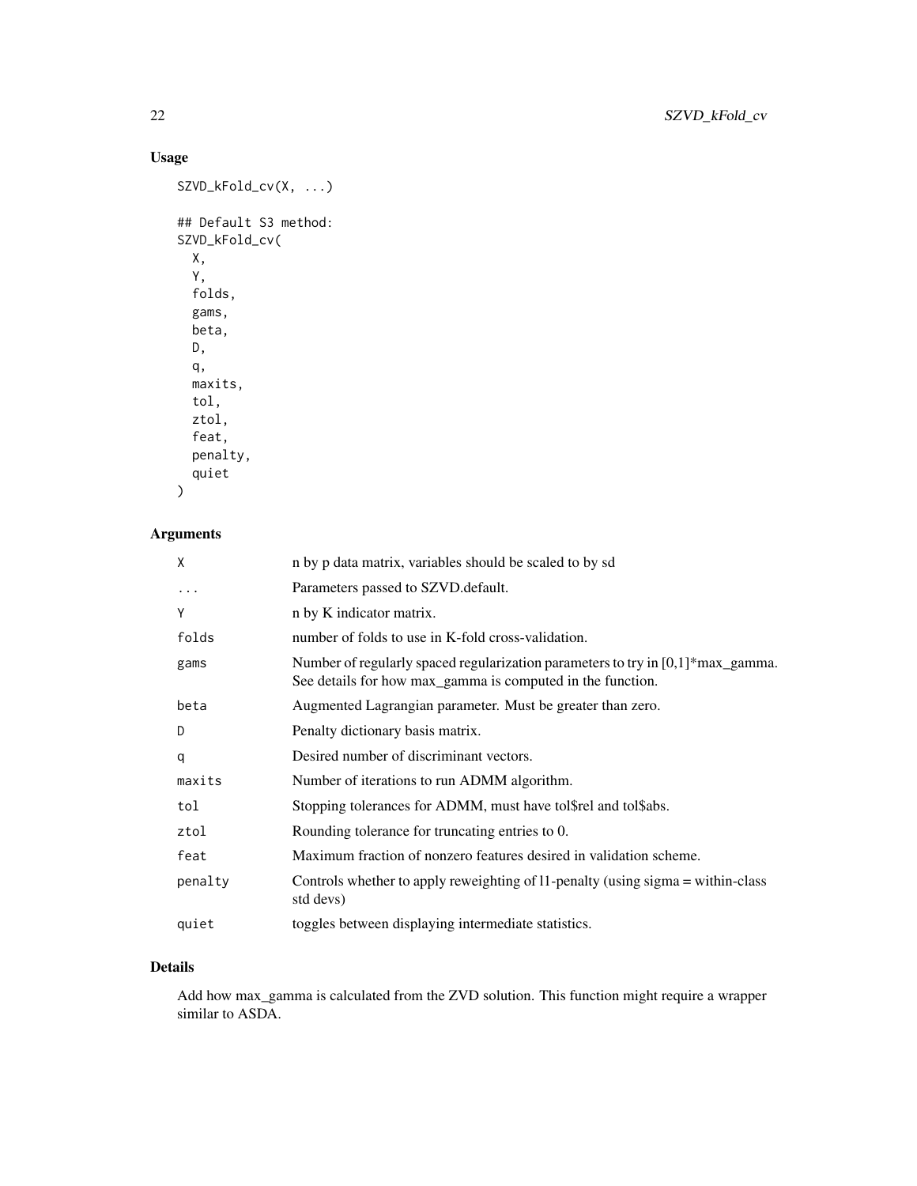## Usage

```
SZVD_kFold_cv(X, ...)

## Default S3 method:
SZVD_kFold_cv(
  X,
  Y,
  folds,
  gams,
  beta,
  D,
  q,
  maxits,
  tol,
  ztol,
  feat,
  penalty,
  quiet
)
```

## Arguments

| | |
|---|---|
| X | n by p data matrix, variables should be scaled to by sd |
| ... | Parameters passed to SZVD.default. |
| Y | n by K indicator matrix. |
| folds | number of folds to use in K-fold cross-validation. |
| gams | Number of regularly spaced regularization parameters to try in [0,1]*max_gamma. See details for how max_gamma is computed in the function. |
| beta | Augmented Lagrangian parameter. Must be greater than zero. |
| D | Penalty dictionary basis matrix. |
| q | Desired number of discriminant vectors. |
| maxits | Number of iterations to run ADMM algorithm. |
| tol | Stopping tolerances for ADMM, must have tol$rel and tol$abs. |
| ztol | Rounding tolerance for truncating entries to 0. |
| feat | Maximum fraction of nonzero features desired in validation scheme. |
| penalty | Controls whether to apply reweighting of l1-penalty (using sigma = within-class std devs) |
| quiet | toggles between displaying intermediate statistics. |

## Details

Add how max_gamma is calculated from the ZVD solution. This function might require a wrapper similar to ASDA.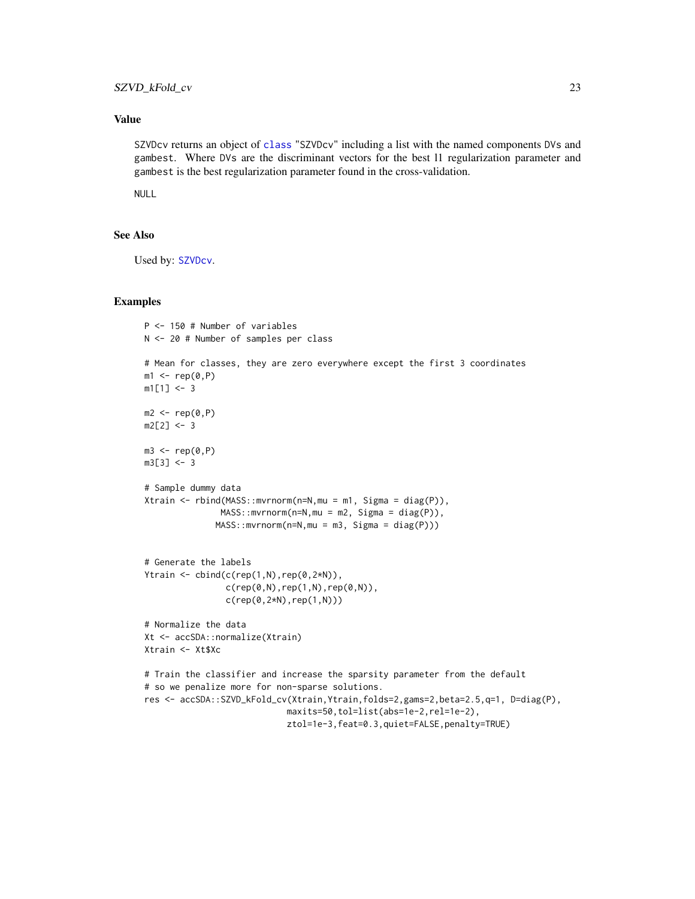### Value

SZVDcv returns an object of class "SZVDcv" including a list with the named components DVs and gambest. Where DVs are the discriminant vectors for the best l1 regularization parameter and gambest is the best regularization parameter found in the cross-validation.

NULL

### See Also

Used by: SZVDcv.

### Examples

```
P <- 150 # Number of variables
N <- 20 # Number of samples per class

# Mean for classes, they are zero everywhere except the first 3 coordinates
m1 <- rep(0,P)
m1[1] <- 3

m2 <- rep(0,P)
m2[2] <- 3

m3 <- rep(0,P)
m3[3] <- 3

# Sample dummy data
Xtrain <- rbind(MASS::mvrnorm(n=N,mu = m1, Sigma = diag(P)),
               MASS::mvrnorm(n=N,mu = m2, Sigma = diag(P)),
              MASS::mvrnorm(n=N,mu = m3, Sigma = diag(P)))


# Generate the labels
Ytrain <- cbind(c(rep(1,N),rep(0,2*N)),
                c(rep(0,N),rep(1,N),rep(0,N)),
                c(rep(0,2*N),rep(1,N)))

# Normalize the data
Xt <- accSDA::normalize(Xtrain)
Xtrain <- Xt$Xc

# Train the classifier and increase the sparsity parameter from the default
# so we penalize more for non-sparse solutions.
res <- accSDA::SZVD_kFold_cv(Xtrain,Ytrain,folds=2,gams=2,beta=2.5,q=1, D=diag(P),
                            maxits=50,tol=list(abs=1e-2,rel=1e-2),
                            ztol=1e-3,feat=0.3,quiet=FALSE,penalty=TRUE)
```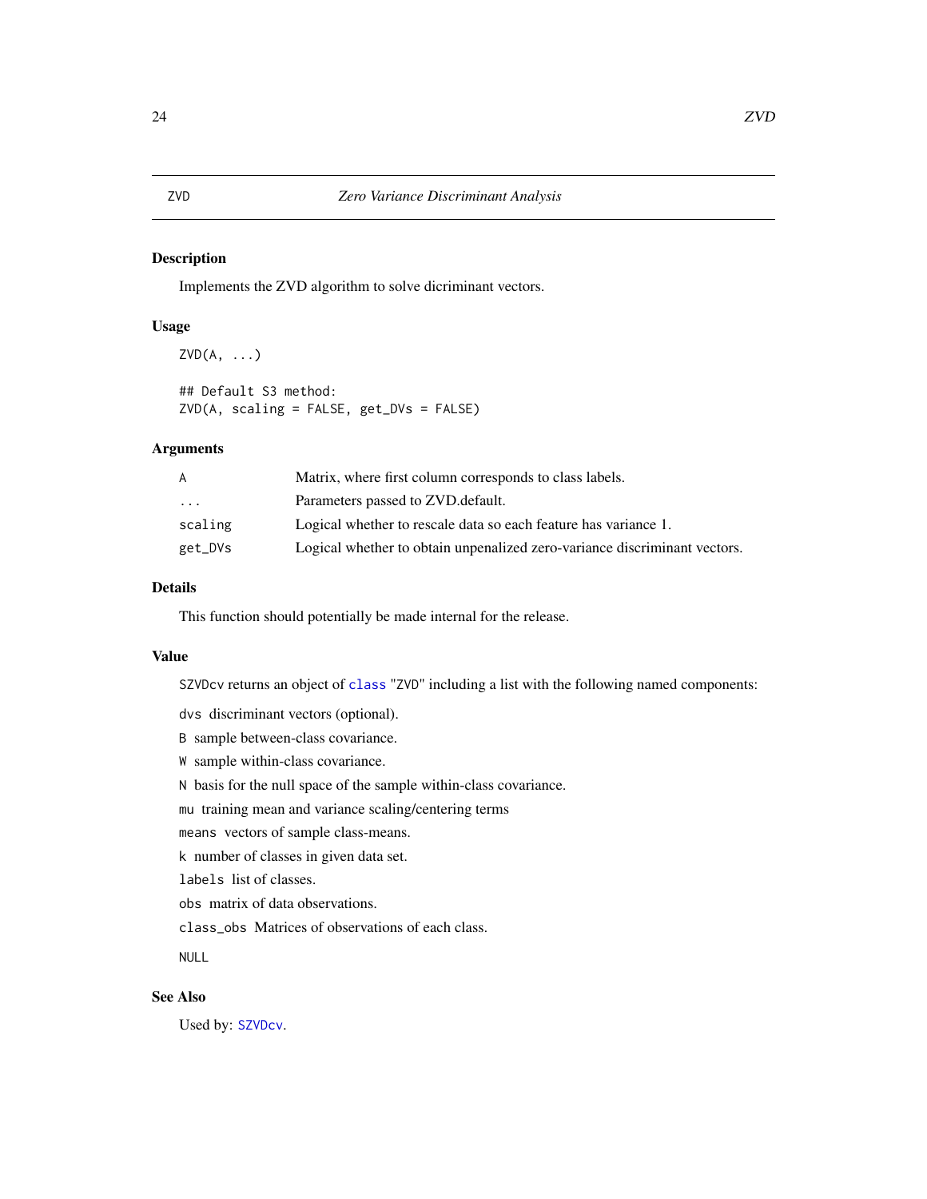# ZVD — *Zero Variance Discriminant Analysis*

## Description

Implements the ZVD algorithm to solve dicriminant vectors.

## Usage

```
ZVD(A, ...)

## Default S3 method:
ZVD(A, scaling = FALSE, get_DVs = FALSE)
```

## Arguments

| | |
|---|---|
| `A` | Matrix, where first column corresponds to class labels. |
| `...` | Parameters passed to ZVD.default. |
| `scaling` | Logical whether to rescale data so each feature has variance 1. |
| `get_DVs` | Logical whether to obtain unpenalized zero-variance discriminant vectors. |

## Details

This function should potentially be made internal for the release.

## Value

`SZVDcv` returns an object of `class` "`ZVD`" including a list with the following named components:

`dvs` discriminant vectors (optional).

`B` sample between-class covariance.

`W` sample within-class covariance.

`N` basis for the null space of the sample within-class covariance.

`mu` training mean and variance scaling/centering terms

`means` vectors of sample class-means.

`k` number of classes in given data set.

`labels` list of classes.

`obs` matrix of data observations.

`class_obs` Matrices of observations of each class.

`NULL`

## See Also

Used by: `SZVDcv`.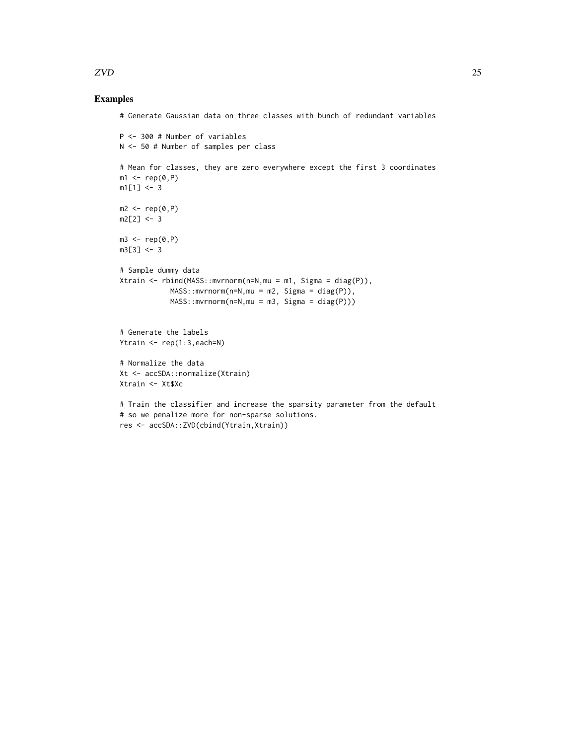## Examples

```
# Generate Gaussian data on three classes with bunch of redundant variables

P <- 300 # Number of variables
N <- 50 # Number of samples per class

# Mean for classes, they are zero everywhere except the first 3 coordinates
m1 <- rep(0,P)
m1[1] <- 3

m2 <- rep(0,P)
m2[2] <- 3

m3 <- rep(0,P)
m3[3] <- 3

# Sample dummy data
Xtrain <- rbind(MASS::mvrnorm(n=N,mu = m1, Sigma = diag(P)),
            MASS::mvrnorm(n=N,mu = m2, Sigma = diag(P)),
            MASS::mvrnorm(n=N,mu = m3, Sigma = diag(P)))


# Generate the labels
Ytrain <- rep(1:3,each=N)

# Normalize the data
Xt <- accSDA::normalize(Xtrain)
Xtrain <- Xt$Xc

# Train the classifier and increase the sparsity parameter from the default
# so we penalize more for non-sparse solutions.
res <- accSDA::ZVD(cbind(Ytrain,Xtrain))
```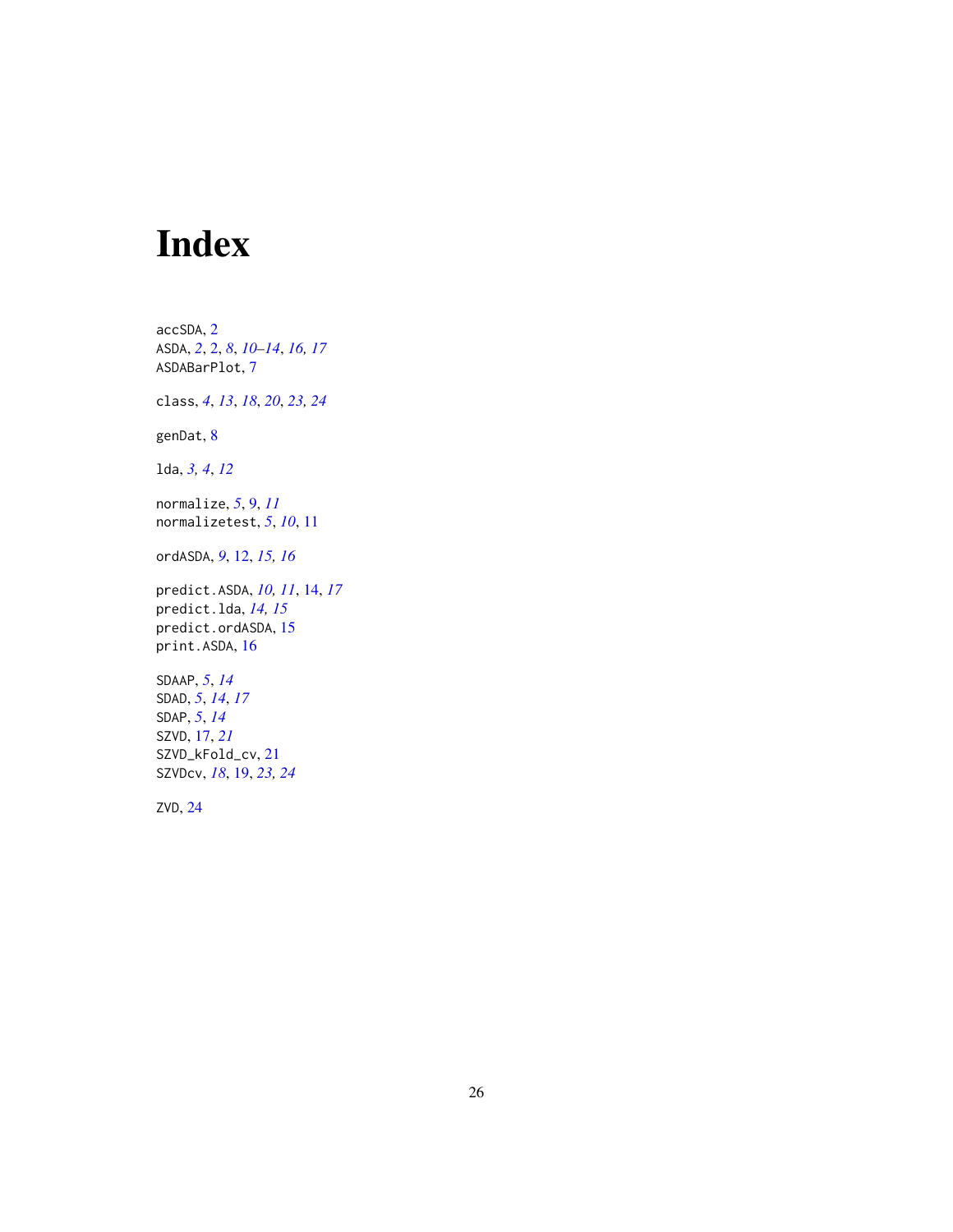# Index

accSDA, 2
ASDA, *2*, 2, *8*, *10–14*, *16, 17*
ASDABarPlot, 7

class, *4*, *13*, *18*, *20*, *23, 24*

genDat, 8

lda, *3, 4*, *12*

normalize, *5*, 9, *11*
normalizetest, *5*, *10*, 11

ordASDA, *9*, 12, *15, 16*

predict.ASDA, *10, 11*, 14, *17*
predict.lda, *14, 15*
predict.ordASDA, 15
print.ASDA, 16

SDAAP, *5*, *14*
SDAD, *5*, *14*, *17*
SDAP, *5*, *14*
SZVD, 17, *21*
SZVD_kFold_cv, 21
SZVDcv, *18*, 19, *23, 24*

ZVD, 24